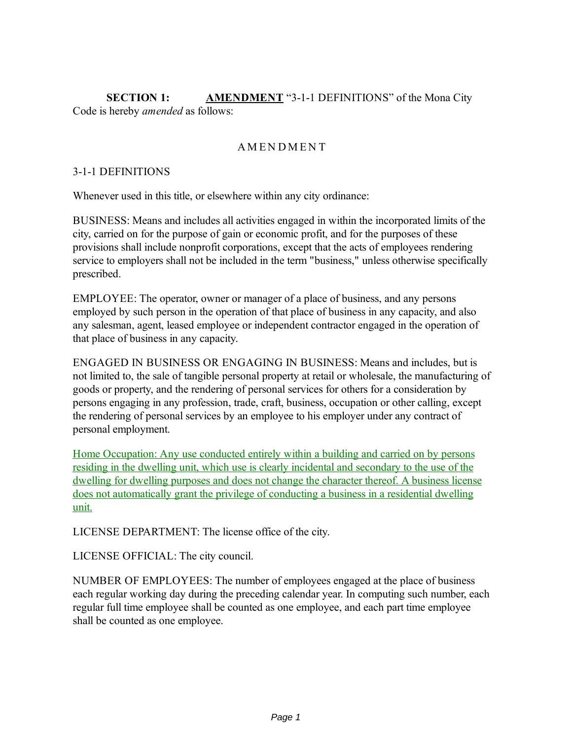**SECTION 1:** **<u>AMENDMENT</u>** "3-1-1 DEFINITIONS" of the Mona City Code is hereby *amended* as follows:

A M E N D M E N T

3-1-1 DEFINITIONS

Whenever used in this title, or elsewhere within any city ordinance:

BUSINESS: Means and includes all activities engaged in within the incorporated limits of the city, carried on for the purpose of gain or economic profit, and for the purposes of these provisions shall include nonprofit corporations, except that the acts of employees rendering service to employers shall not be included in the term "business," unless otherwise specifically prescribed.

EMPLOYEE: The operator, owner or manager of a place of business, and any persons employed by such person in the operation of that place of business in any capacity, and also any salesman, agent, leased employee or independent contractor engaged in the operation of that place of business in any capacity.

ENGAGED IN BUSINESS OR ENGAGING IN BUSINESS: Means and includes, but is not limited to, the sale of tangible personal property at retail or wholesale, the manufacturing of goods or property, and the rendering of personal services for others for a consideration by persons engaging in any profession, trade, craft, business, occupation or other calling, except the rendering of personal services by an employee to his employer under any contract of personal employment.

<u>Home Occupation: Any use conducted entirely within a building and carried on by persons residing in the dwelling unit, which use is clearly incidental and secondary to the use of the dwelling for dwelling purposes and does not change the character thereof. A business license does not automatically grant the privilege of conducting a business in a residential dwelling unit.</u>

LICENSE DEPARTMENT: The license office of the city.

LICENSE OFFICIAL: The city council.

NUMBER OF EMPLOYEES: The number of employees engaged at the place of business each regular working day during the preceding calendar year. In computing such number, each regular full time employee shall be counted as one employee, and each part time employee shall be counted as one employee.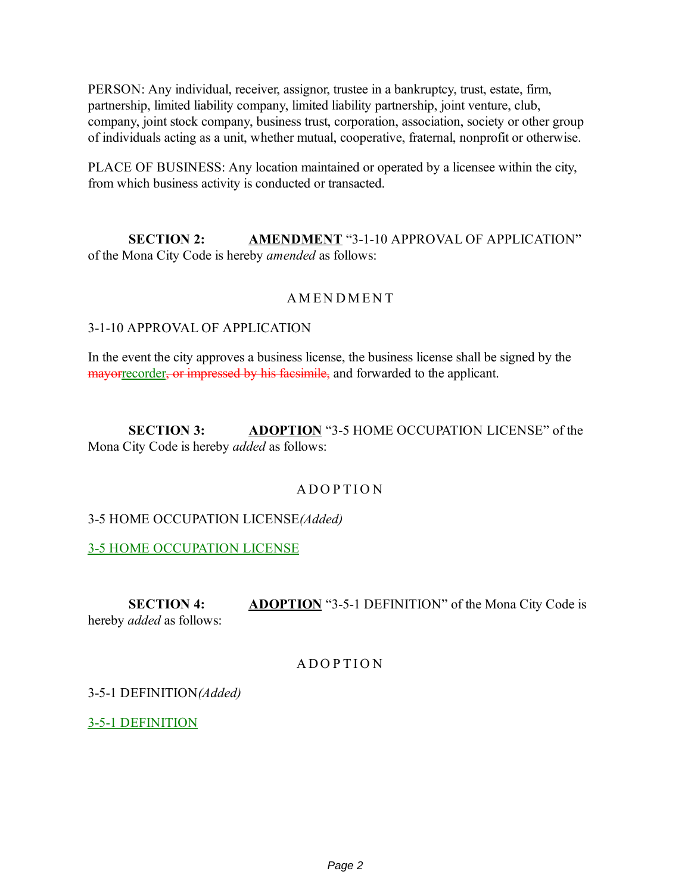PERSON: Any individual, receiver, assignor, trustee in a bankruptcy, trust, estate, firm, partnership, limited liability company, limited liability partnership, joint venture, club, company, joint stock company, business trust, corporation, association, society or other group of individuals acting as a unit, whether mutual, cooperative, fraternal, nonprofit or otherwise.

PLACE OF BUSINESS: Any location maintained or operated by a licensee within the city, from which business activity is conducted or transacted.

**SECTION 2:** **AMENDMENT** "3-1-10 APPROVAL OF APPLICATION" of the Mona City Code is hereby *amended* as follows:

A M E N D M E N T

3-1-10 APPROVAL OF APPLICATION

In the event the city approves a business license, the business license shall be signed by the ~~mayor~~recorder~~, or impressed by his facsimile,~~ and forwarded to the applicant.

**SECTION 3:** **ADOPTION** "3-5 HOME OCCUPATION LICENSE" of the Mona City Code is hereby *added* as follows:

A D O P T I O N

3-5 HOME OCCUPATION LICENSE*(Added)*

3-5 HOME OCCUPATION LICENSE

**SECTION 4:** **ADOPTION** "3-5-1 DEFINITION" of the Mona City Code is hereby *added* as follows:

A D O P T I O N

3-5-1 DEFINITION*(Added)*

3-5-1 DEFINITION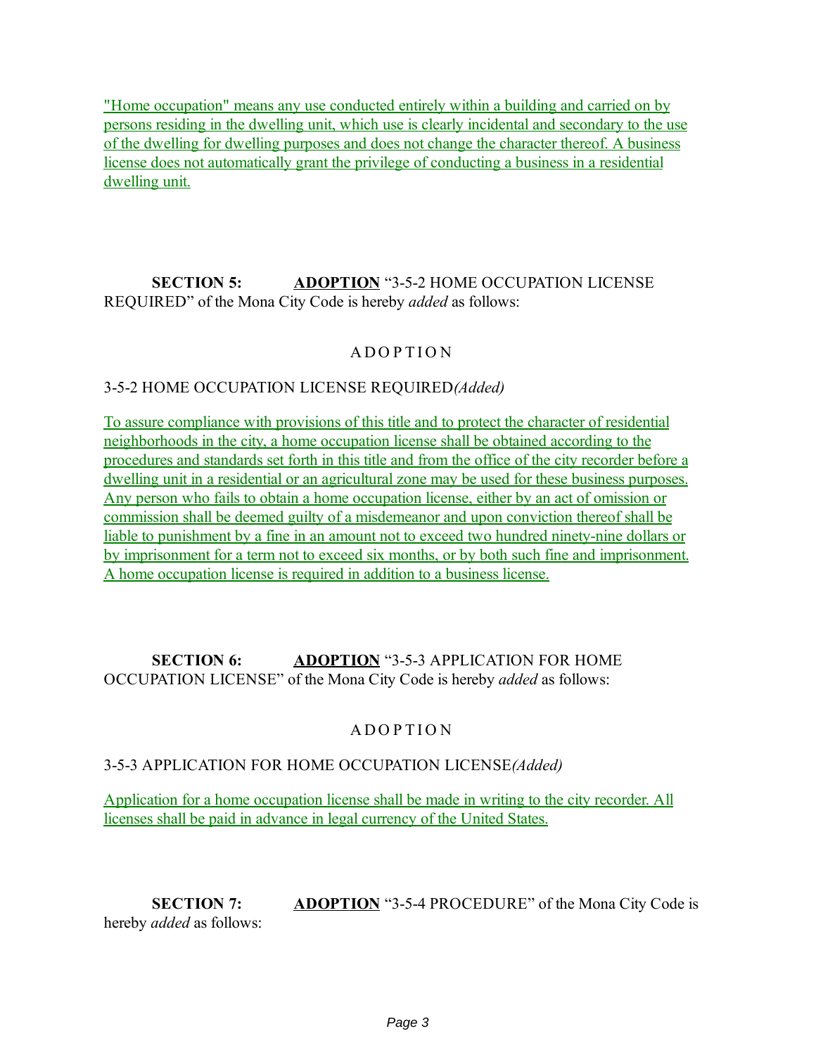"Home occupation" means any use conducted entirely within a building and carried on by persons residing in the dwelling unit, which use is clearly incidental and secondary to the use of the dwelling for dwelling purposes and does not change the character thereof. A business license does not automatically grant the privilege of conducting a business in a residential dwelling unit.

**SECTION 5:** **ADOPTION** "3-5-2 HOME OCCUPATION LICENSE REQUIRED" of the Mona City Code is hereby *added* as follows:

A D O P T I O N

3-5-2 HOME OCCUPATION LICENSE REQUIRED *(Added)*

To assure compliance with provisions of this title and to protect the character of residential neighborhoods in the city, a home occupation license shall be obtained according to the procedures and standards set forth in this title and from the office of the city recorder before a dwelling unit in a residential or an agricultural zone may be used for these business purposes. Any person who fails to obtain a home occupation license, either by an act of omission or commission shall be deemed guilty of a misdemeanor and upon conviction thereof shall be liable to punishment by a fine in an amount not to exceed two hundred ninety-nine dollars or by imprisonment for a term not to exceed six months, or by both such fine and imprisonment. A home occupation license is required in addition to a business license.

**SECTION 6:** **ADOPTION** "3-5-3 APPLICATION FOR HOME OCCUPATION LICENSE" of the Mona City Code is hereby *added* as follows:

A D O P T I O N

3-5-3 APPLICATION FOR HOME OCCUPATION LICENSE *(Added)*

Application for a home occupation license shall be made in writing to the city recorder. All licenses shall be paid in advance in legal currency of the United States.

**SECTION 7:** **ADOPTION** "3-5-4 PROCEDURE" of the Mona City Code is hereby *added* as follows: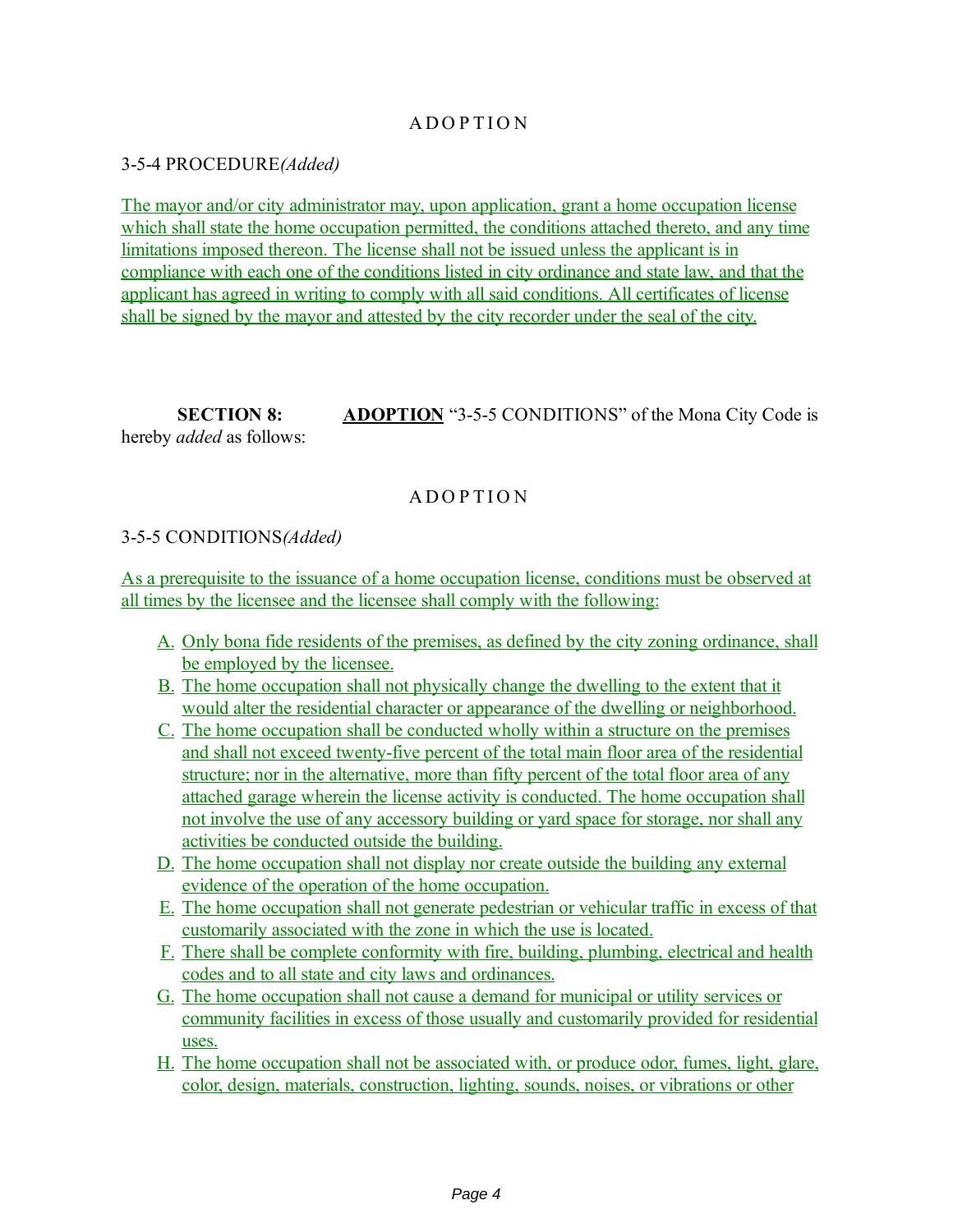A D O P T I O N

3-5-4 PROCEDURE*(Added)*

The mayor and/or city administrator may, upon application, grant a home occupation license which shall state the home occupation permitted, the conditions attached thereto, and any time limitations imposed thereon. The license shall not be issued unless the applicant is in compliance with each one of the conditions listed in city ordinance and state law, and that the applicant has agreed in writing to comply with all said conditions. All certificates of license shall be signed by the mayor and attested by the city recorder under the seal of the city.

**SECTION 8:** **ADOPTION** "3-5-5 CONDITIONS" of the Mona City Code is hereby *added* as follows:

A D O P T I O N

3-5-5 CONDITIONS*(Added)*

As a prerequisite to the issuance of a home occupation license, conditions must be observed at all times by the licensee and the licensee shall comply with the following:

A. Only bona fide residents of the premises, as defined by the city zoning ordinance, shall be employed by the licensee.
B. The home occupation shall not physically change the dwelling to the extent that it would alter the residential character or appearance of the dwelling or neighborhood.
C. The home occupation shall be conducted wholly within a structure on the premises and shall not exceed twenty-five percent of the total main floor area of the residential structure; nor in the alternative, more than fifty percent of the total floor area of any attached garage wherein the license activity is conducted. The home occupation shall not involve the use of any accessory building or yard space for storage, nor shall any activities be conducted outside the building.
D. The home occupation shall not display nor create outside the building any external evidence of the operation of the home occupation.
E. The home occupation shall not generate pedestrian or vehicular traffic in excess of that customarily associated with the zone in which the use is located.
F. There shall be complete conformity with fire, building, plumbing, electrical and health codes and to all state and city laws and ordinances.
G. The home occupation shall not cause a demand for municipal or utility services or community facilities in excess of those usually and customarily provided for residential uses.
H. The home occupation shall not be associated with, or produce odor, fumes, light, glare, color, design, materials, construction, lighting, sounds, noises, or vibrations or other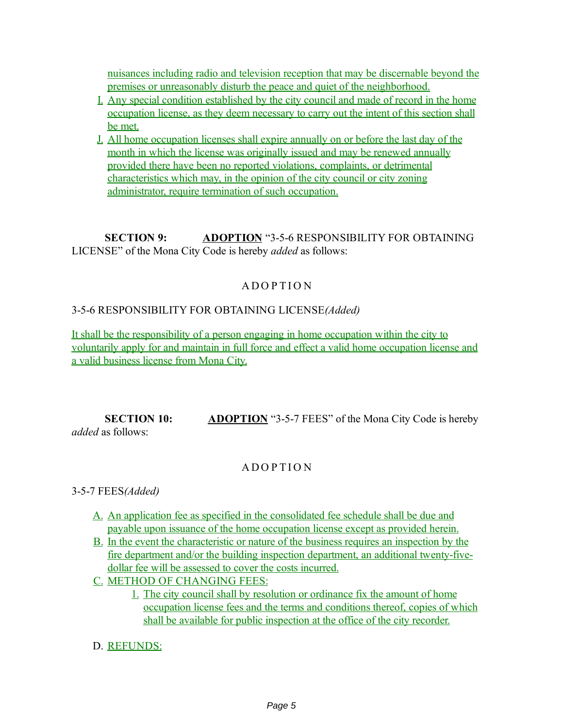nuisances including radio and television reception that may be discernable beyond the premises or unreasonably disturb the peace and quiet of the neighborhood.

I. Any special condition established by the city council and made of record in the home occupation license, as they deem necessary to carry out the intent of this section shall be met.

J. All home occupation licenses shall expire annually on or before the last day of the month in which the license was originally issued and may be renewed annually provided there have been no reported violations, complaints, or detrimental characteristics which may, in the opinion of the city council or city zoning administrator, require termination of such occupation.

**SECTION 9:** **ADOPTION** "3-5-6 RESPONSIBILITY FOR OBTAINING LICENSE" of the Mona City Code is hereby *added* as follows:

A D O P T I O N

3-5-6 RESPONSIBILITY FOR OBTAINING LICENSE*(Added)*

It shall be the responsibility of a person engaging in home occupation within the city to voluntarily apply for and maintain in full force and effect a valid home occupation license and a valid business license from Mona City.

**SECTION 10:** **ADOPTION** "3-5-7 FEES" of the Mona City Code is hereby *added* as follows:

A D O P T I O N

3-5-7 FEES*(Added)*

A. An application fee as specified in the consolidated fee schedule shall be due and payable upon issuance of the home occupation license except as provided herein.

B. In the event the characteristic or nature of the business requires an inspection by the fire department and/or the building inspection department, an additional twenty-five-dollar fee will be assessed to cover the costs incurred.

C. METHOD OF CHANGING FEES:

   1. The city council shall by resolution or ordinance fix the amount of home occupation license fees and the terms and conditions thereof, copies of which shall be available for public inspection at the office of the city recorder.

D. REFUNDS: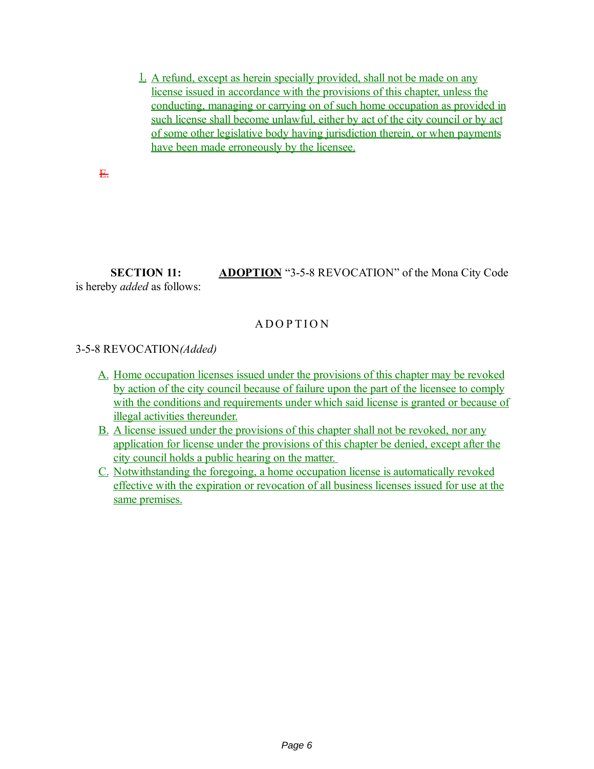1. A refund, except as herein specially provided, shall not be made on any license issued in accordance with the provisions of this chapter, unless the conducting, managing or carrying on of such home occupation as provided in such license shall become unlawful, either by act of the city council or by act of some other legislative body having jurisdiction therein, or when payments have been made erroneously by the licensee.

~~E.~~

**SECTION 11:** **ADOPTION** “3-5-8 REVOCATION” of the Mona City Code is hereby *added* as follows:

ADOPTION

3-5-8 REVOCATION *(Added)*

A. Home occupation licenses issued under the provisions of this chapter may be revoked by action of the city council because of failure upon the part of the licensee to comply with the conditions and requirements under which said license is granted or because of illegal activities thereunder.
B. A license issued under the provisions of this chapter shall not be revoked, nor any application for license under the provisions of this chapter be denied, except after the city council holds a public hearing on the matter.
C. Notwithstanding the foregoing, a home occupation license is automatically revoked effective with the expiration or revocation of all business licenses issued for use at the same premises.